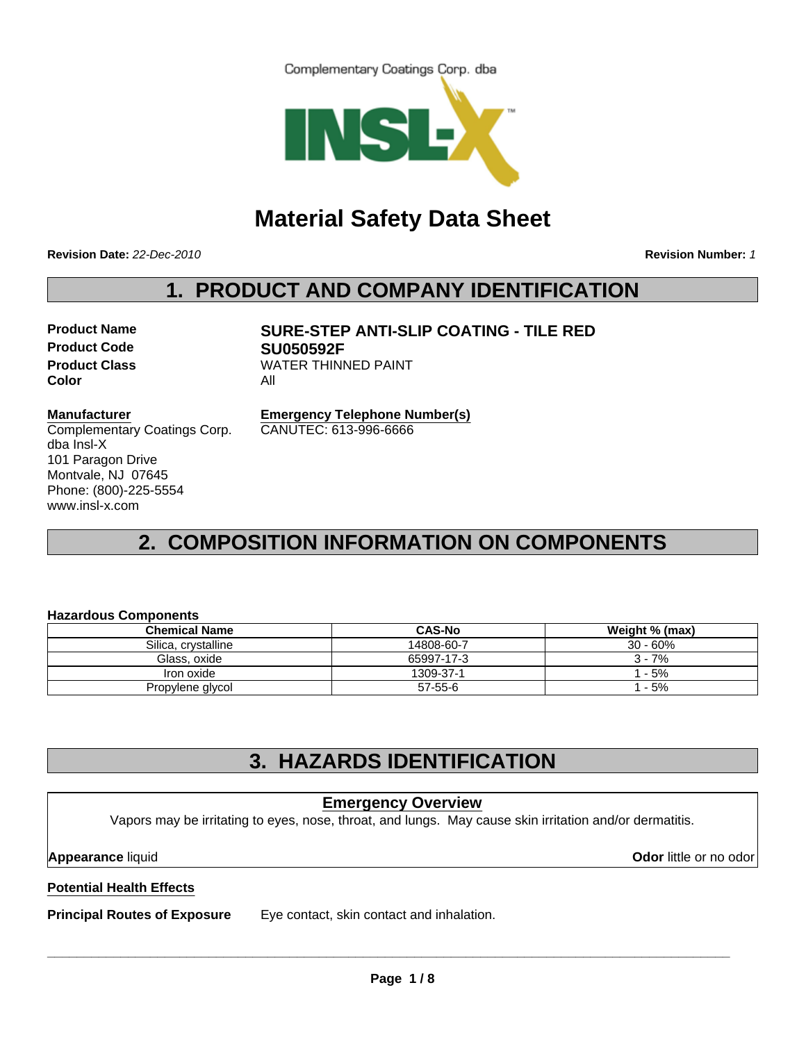Complementary Coatings Corp. dba

INSL-X™

# Material Safety Data Sheet

**Revision Date:** *22-Dec-2010*

**Revision Number:** *1*

## 1. PRODUCT AND COMPANY IDENTIFICATION

**Product Name** SURE-STEP ANTI-SLIP COATING - TILE RED

**Product Code** SU050592F

**Product Class** WATER THINNED PAINT

**Color** All

**Manufacturer**

Complementary Coatings Corp.
dba Insl-X
101 Paragon Drive
Montvale, NJ 07645
Phone: (800)-225-5554
www.insl-x.com

**Emergency Telephone Number(s)**

CANUTEC: 613-996-6666

## 2. COMPOSITION INFORMATION ON COMPONENTS

**Hazardous Components**

| Chemical Name | CAS-No | Weight % (max) |
|---|---|---|
| Silica, crystalline | 14808-60-7 | 30 - 60% |
| Glass, oxide | 65997-17-3 | 3 - 7% |
| Iron oxide | 1309-37-1 | 1 - 5% |
| Propylene glycol | 57-55-6 | 1 - 5% |

## 3. HAZARDS IDENTIFICATION

**Emergency Overview**

Vapors may be irritating to eyes, nose, throat, and lungs. May cause skin irritation and/or dermatitis.

**Appearance** liquid

**Odor** little or no odor

**Potential Health Effects**

**Principal Routes of Exposure** Eye contact, skin contact and inhalation.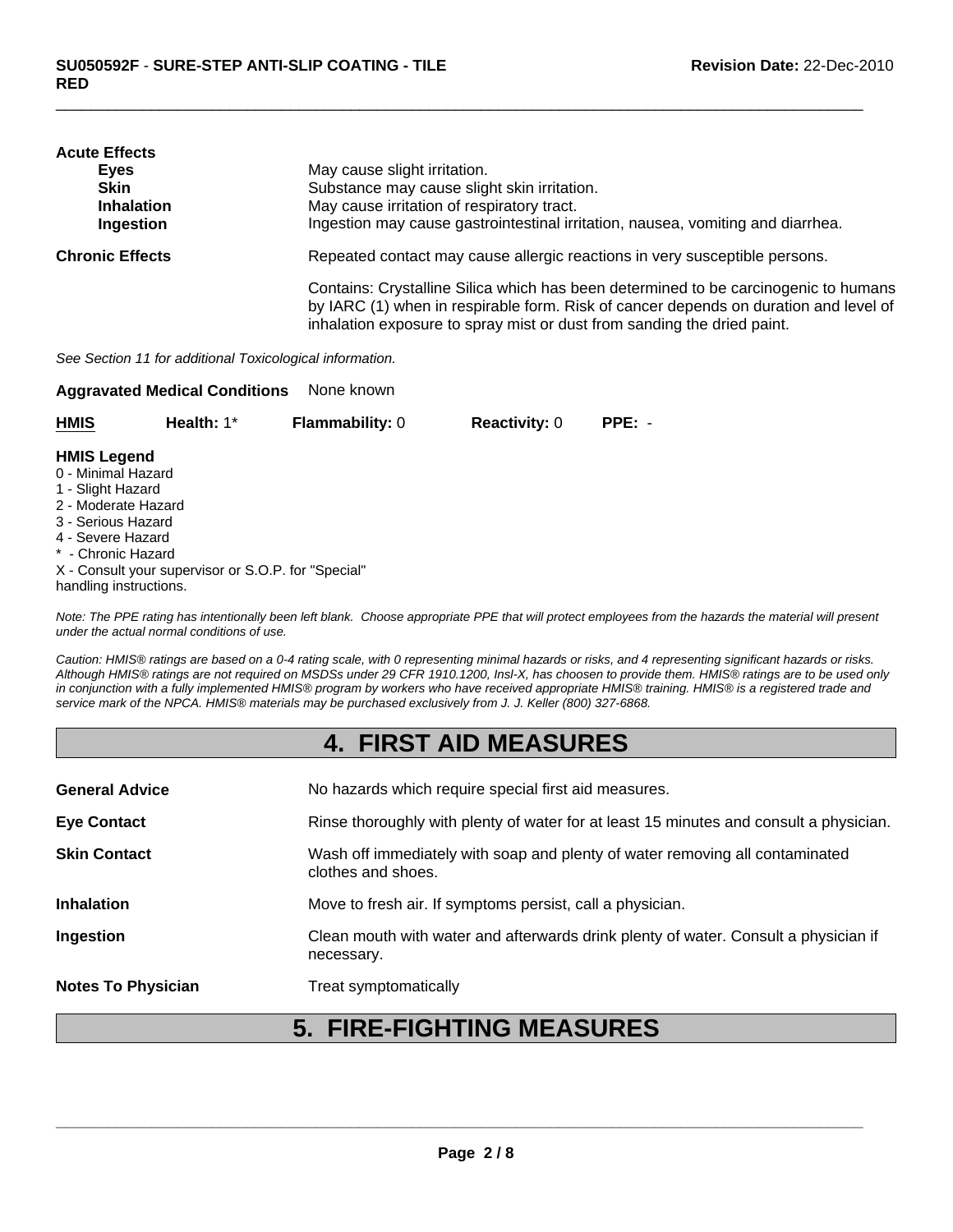**Acute Effects**

| | |
|---|---|
| **Eyes** | May cause slight irritation. |
| **Skin** | Substance may cause slight skin irritation. |
| **Inhalation** | May cause irritation of respiratory tract. |
| **Ingestion** | Ingestion may cause gastrointestinal irritation, nausea, vomiting and diarrhea. |

**Chronic Effects** Repeated contact may cause allergic reactions in very susceptible persons.

Contains: Crystalline Silica which has been determined to be carcinogenic to humans by IARC (1) when in respirable form. Risk of cancer depends on duration and level of inhalation exposure to spray mist or dust from sanding the dried paint.

*See Section 11 for additional Toxicological information.*

**Aggravated Medical Conditions** None known

| **HMIS** | **Health:** 1* | **Flammability:** 0 | **Reactivity:** 0 | **PPE:** - |
|---|---|---|---|---|

**HMIS Legend**

0 - Minimal Hazard
1 - Slight Hazard
2 - Moderate Hazard
3 - Serious Hazard
4 - Severe Hazard
* - Chronic Hazard
X - Consult your supervisor or S.O.P. for "Special" handling instructions.

*Note: The PPE rating has intentionally been left blank. Choose appropriate PPE that will protect employees from the hazards the material will present under the actual normal conditions of use.*

*Caution: HMIS® ratings are based on a 0-4 rating scale, with 0 representing minimal hazards or risks, and 4 representing significant hazards or risks. Although HMIS® ratings are not required on MSDSs under 29 CFR 1910.1200, Insl-X, has choosen to provide them. HMIS® ratings are to be used only in conjunction with a fully implemented HMIS® program by workers who have received appropriate HMIS® training. HMIS® is a registered trade and service mark of the NPCA. HMIS® materials may be purchased exclusively from J. J. Keller (800) 327-6868.*

# 4. FIRST AID MEASURES

| | |
|---|---|
| **General Advice** | No hazards which require special first aid measures. |
| **Eye Contact** | Rinse thoroughly with plenty of water for at least 15 minutes and consult a physician. |
| **Skin Contact** | Wash off immediately with soap and plenty of water removing all contaminated clothes and shoes. |
| **Inhalation** | Move to fresh air. If symptoms persist, call a physician. |
| **Ingestion** | Clean mouth with water and afterwards drink plenty of water. Consult a physician if necessary. |
| **Notes To Physician** | Treat symptomatically |

# 5. FIRE-FIGHTING MEASURES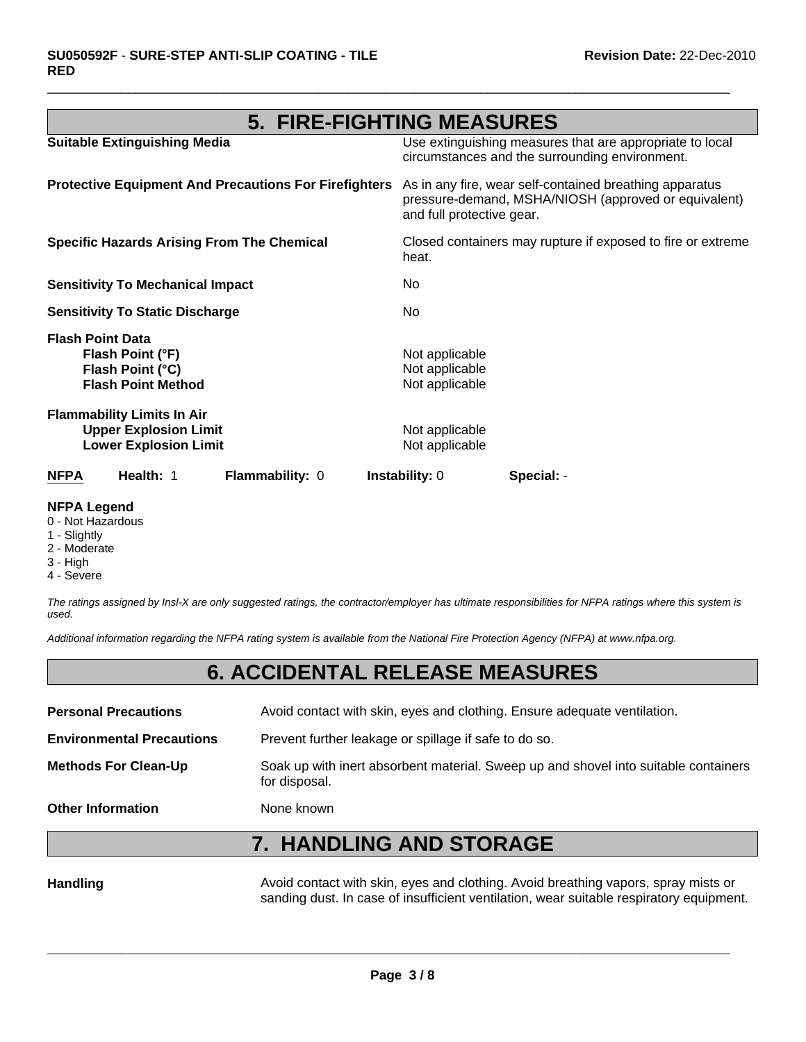## 5. FIRE-FIGHTING MEASURES

| | |
|---|---|
| **Suitable Extinguishing Media** | Use extinguishing measures that are appropriate to local circumstances and the surrounding environment. |
| **Protective Equipment And Precautions For Firefighters** | As in any fire, wear self-contained breathing apparatus pressure-demand, MSHA/NIOSH (approved or equivalent) and full protective gear. |
| **Specific Hazards Arising From The Chemical** | Closed containers may rupture if exposed to fire or extreme heat. |
| **Sensitivity To Mechanical Impact** | No |
| **Sensitivity To Static Discharge** | No |

**Flash Point Data**

| | |
|---|---|
| **Flash Point (°F)** | Not applicable |
| **Flash Point (°C)** | Not applicable |
| **Flash Point Method** | Not applicable |

**Flammability Limits In Air**

| | |
|---|---|
| **Upper Explosion Limit** | Not applicable |
| **Lower Explosion Limit** | Not applicable |

| **NFPA** | **Health:** 1 | **Flammability:** 0 | **Instability:** 0 | **Special:** - |
|---|---|---|---|---|

**NFPA Legend**
0 - Not Hazardous
1 - Slightly
2 - Moderate
3 - High
4 - Severe

*The ratings assigned by Insl-X are only suggested ratings, the contractor/employer has ultimate responsibilities for NFPA ratings where this system is used.*

*Additional information regarding the NFPA rating system is available from the National Fire Protection Agency (NFPA) at www.nfpa.org.*

## 6. ACCIDENTAL RELEASE MEASURES

| | |
|---|---|
| **Personal Precautions** | Avoid contact with skin, eyes and clothing. Ensure adequate ventilation. |
| **Environmental Precautions** | Prevent further leakage or spillage if safe to do so. |
| **Methods For Clean-Up** | Soak up with inert absorbent material. Sweep up and shovel into suitable containers for disposal. |
| **Other Information** | None known |

## 7. HANDLING AND STORAGE

| | |
|---|---|
| **Handling** | Avoid contact with skin, eyes and clothing. Avoid breathing vapors, spray mists or sanding dust. In case of insufficient ventilation, wear suitable respiratory equipment. |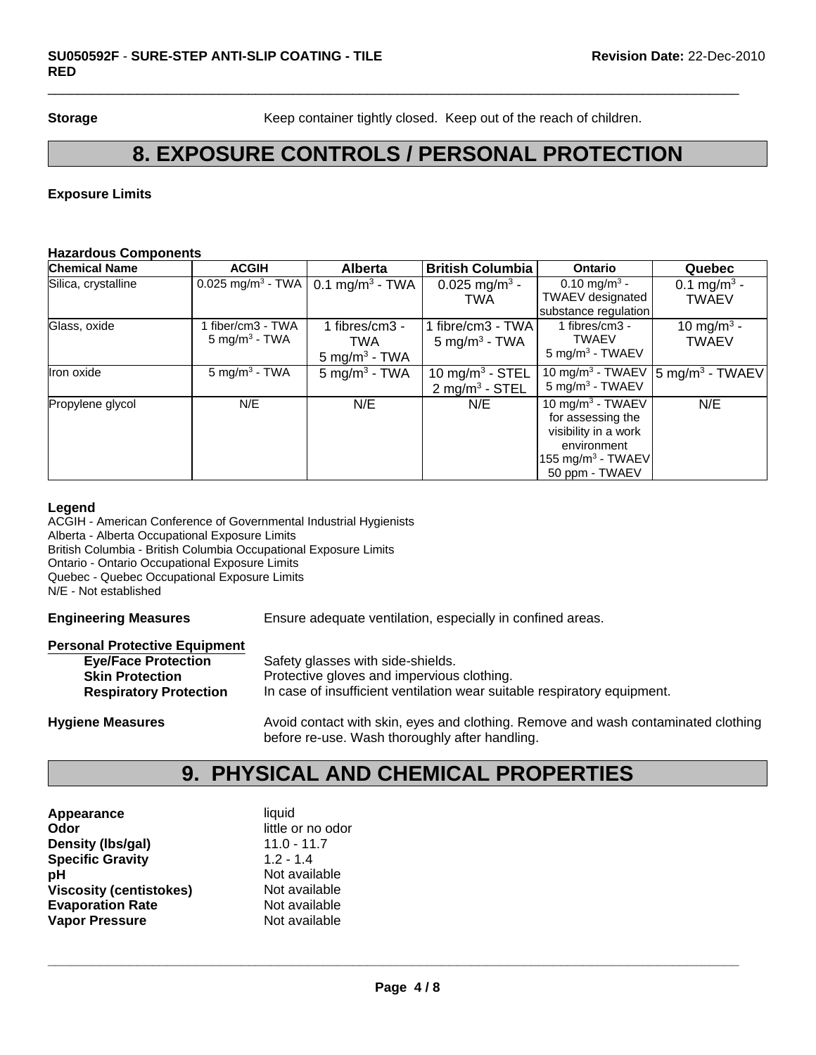**Storage** Keep container tightly closed. Keep out of the reach of children.

# 8. EXPOSURE CONTROLS / PERSONAL PROTECTION

**Exposure Limits**

**Hazardous Components**

| Chemical Name | ACGIH | Alberta | British Columbia | Ontario | Quebec |
|---|---|---|---|---|---|
| Silica, crystalline | 0.025 mg/m$^3$ - TWA | 0.1 mg/m$^3$ - TWA | 0.025 mg/m$^3$ - TWA | 0.10 mg/m$^3$ - TWAEV designated substance regulation | 0.1 mg/m$^3$ - TWAEV |
| Glass, oxide | 1 fiber/cm3 - TWA<br>5 mg/m$^3$ - TWA | 1 fibres/cm3 - TWA<br>5 mg/m$^3$ - TWA | 1 fibre/cm3 - TWA<br>5 mg/m$^3$ - TWA | 1 fibres/cm3 - TWAEV<br>5 mg/m$^3$ - TWAEV | 10 mg/m$^3$ - TWAEV |
| Iron oxide | 5 mg/m$^3$ - TWA | 5 mg/m$^3$ - TWA | 10 mg/m$^3$ - STEL<br>2 mg/m$^3$ - STEL | 10 mg/m$^3$ - TWAEV<br>5 mg/m$^3$ - TWAEV | 5 mg/m$^3$ - TWAEV |
| Propylene glycol | N/E | N/E | N/E | 10 mg/m$^3$ - TWAEV for assessing the visibility in a work environment<br>155 mg/m$^3$ - TWAEV<br>50 ppm - TWAEV | N/E |

**Legend**

ACGIH - American Conference of Governmental Industrial Hygienists
Alberta - Alberta Occupational Exposure Limits
British Columbia - British Columbia Occupational Exposure Limits
Ontario - Ontario Occupational Exposure Limits
Quebec - Quebec Occupational Exposure Limits
N/E - Not established

**Engineering Measures** Ensure adequate ventilation, especially in confined areas.

**Personal Protective Equipment**

- **Eye/Face Protection** Safety glasses with side-shields.
- **Skin Protection** Protective gloves and impervious clothing.
- **Respiratory Protection** In case of insufficient ventilation wear suitable respiratory equipment.

**Hygiene Measures** Avoid contact with skin, eyes and clothing. Remove and wash contaminated clothing before re-use. Wash thoroughly after handling.

# 9. PHYSICAL AND CHEMICAL PROPERTIES

**Appearance** liquid
**Odor** little or no odor
**Density (lbs/gal)** 11.0 - 11.7
**Specific Gravity** 1.2 - 1.4
**pH** Not available
**Viscosity (centistokes)** Not available
**Evaporation Rate** Not available
**Vapor Pressure** Not available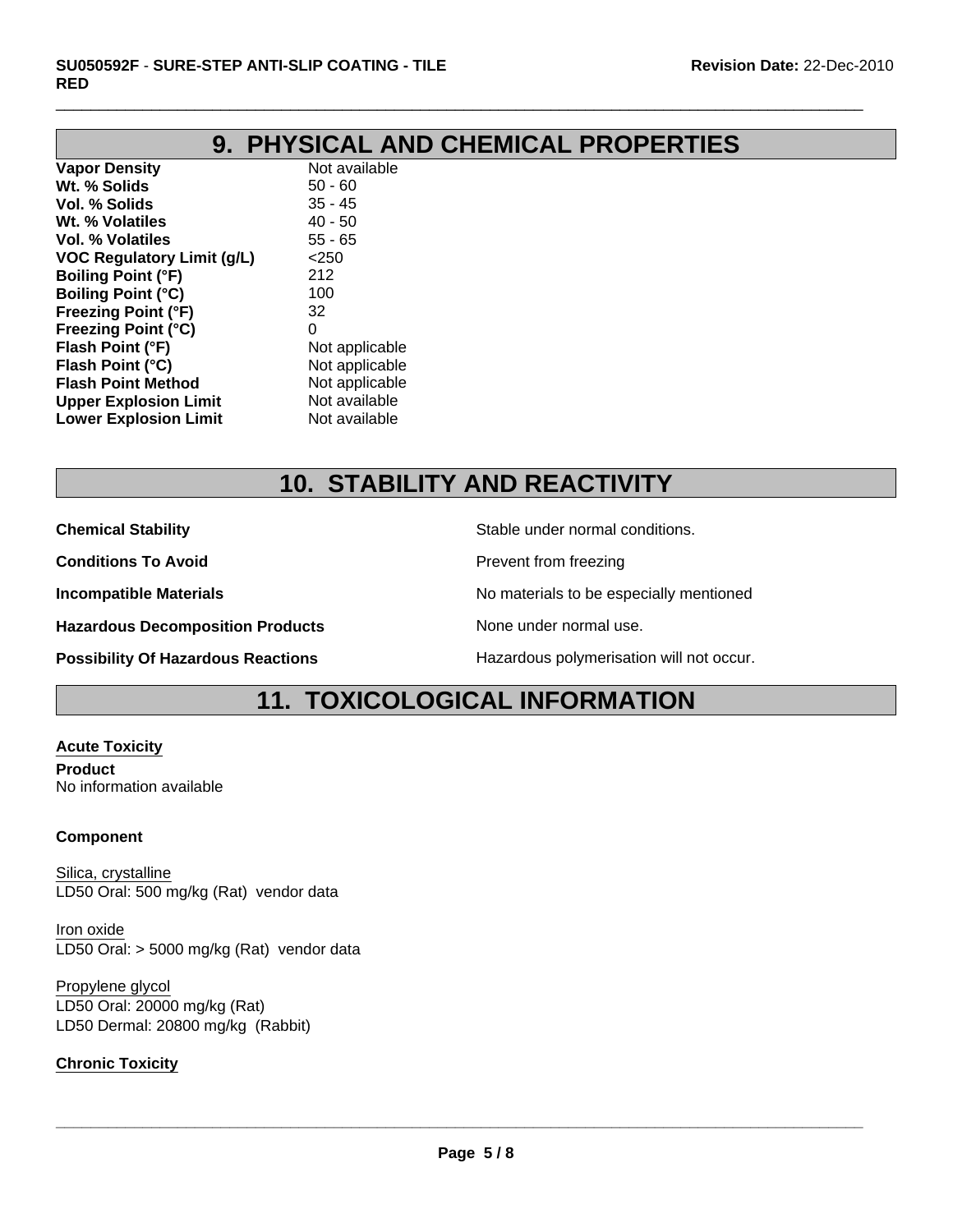## 9. PHYSICAL AND CHEMICAL PROPERTIES

| | |
|---|---|
| **Vapor Density** | Not available |
| **Wt. % Solids** | 50 - 60 |
| **Vol. % Solids** | 35 - 45 |
| **Wt. % Volatiles** | 40 - 50 |
| **Vol. % Volatiles** | 55 - 65 |
| **VOC Regulatory Limit (g/L)** | <250 |
| **Boiling Point (°F)** | 212 |
| **Boiling Point (°C)** | 100 |
| **Freezing Point (°F)** | 32 |
| **Freezing Point (°C)** | 0 |
| **Flash Point (°F)** | Not applicable |
| **Flash Point (°C)** | Not applicable |
| **Flash Point Method** | Not applicable |
| **Upper Explosion Limit** | Not available |
| **Lower Explosion Limit** | Not available |

## 10. STABILITY AND REACTIVITY

| | |
|---|---|
| **Chemical Stability** | Stable under normal conditions. |
| **Conditions To Avoid** | Prevent from freezing |
| **Incompatible Materials** | No materials to be especially mentioned |
| **Hazardous Decomposition Products** | None under normal use. |
| **Possibility Of Hazardous Reactions** | Hazardous polymerisation will not occur. |

## 11. TOXICOLOGICAL INFORMATION

**Acute Toxicity**

**Product**
No information available

**Component**

Silica, crystalline
LD50 Oral: 500 mg/kg (Rat) vendor data

Iron oxide
LD50 Oral: > 5000 mg/kg (Rat) vendor data

Propylene glycol
LD50 Oral: 20000 mg/kg (Rat)
LD50 Dermal: 20800 mg/kg (Rabbit)

**Chronic Toxicity**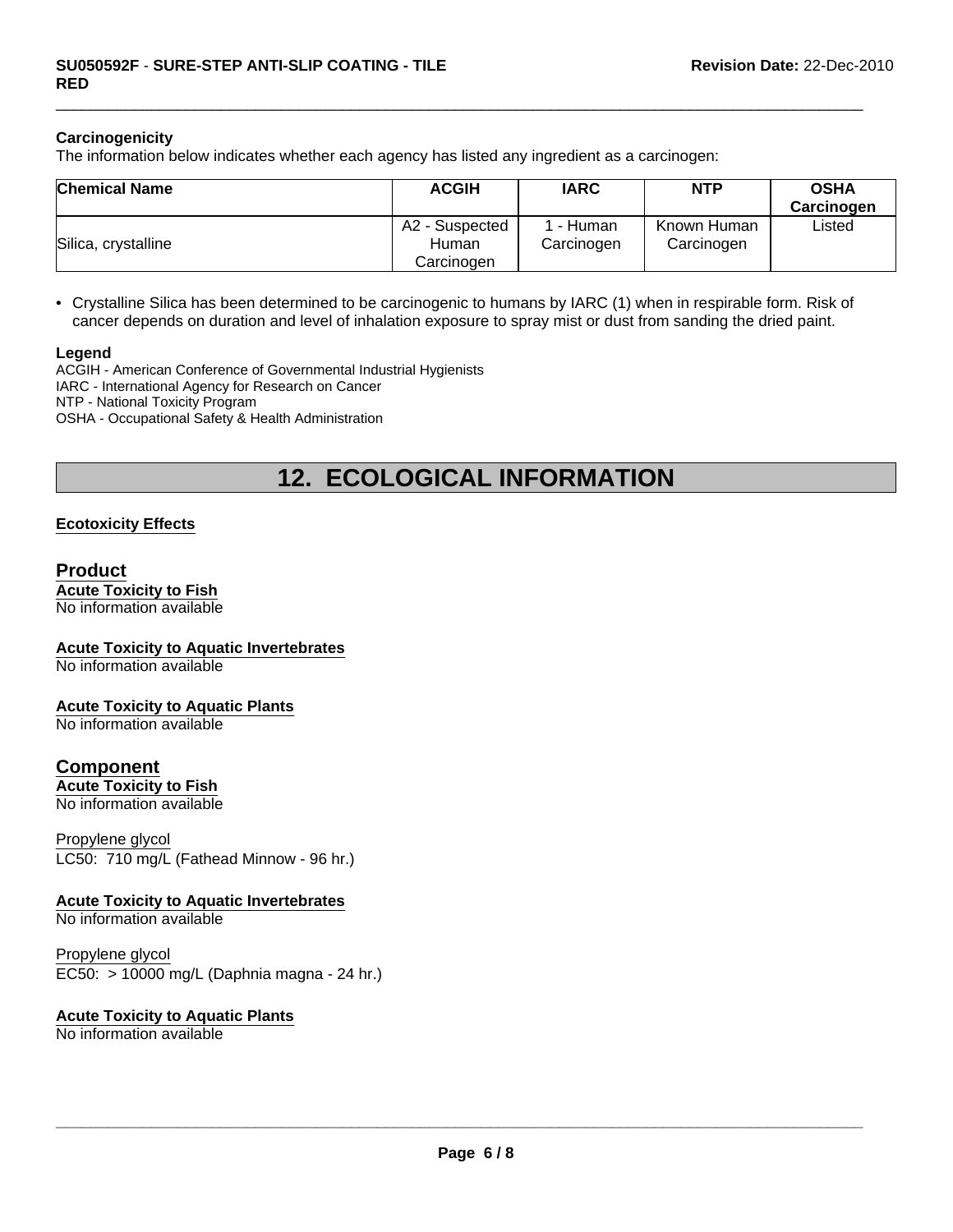### Carcinogenicity

The information below indicates whether each agency has listed any ingredient as a carcinogen:

| Chemical Name | ACGIH | IARC | NTP | OSHA Carcinogen |
|---|---|---|---|---|
| Silica, crystalline | A2 - Suspected Human Carcinogen | 1 - Human Carcinogen | Known Human Carcinogen | Listed |

- Crystalline Silica has been determined to be carcinogenic to humans by IARC (1) when in respirable form. Risk of cancer depends on duration and level of inhalation exposure to spray mist or dust from sanding the dried paint.

**Legend**

ACGIH - American Conference of Governmental Industrial Hygienists
IARC - International Agency for Research on Cancer
NTP - National Toxicity Program
OSHA - Occupational Safety & Health Administration

# 12. ECOLOGICAL INFORMATION

**Ecotoxicity Effects**

## Product

**Acute Toxicity to Fish**
No information available

**Acute Toxicity to Aquatic Invertebrates**
No information available

**Acute Toxicity to Aquatic Plants**
No information available

## Component

**Acute Toxicity to Fish**
No information available

Propylene glycol
LC50: 710 mg/L (Fathead Minnow - 96 hr.)

**Acute Toxicity to Aquatic Invertebrates**
No information available

Propylene glycol
EC50: > 10000 mg/L (Daphnia magna - 24 hr.)

**Acute Toxicity to Aquatic Plants**
No information available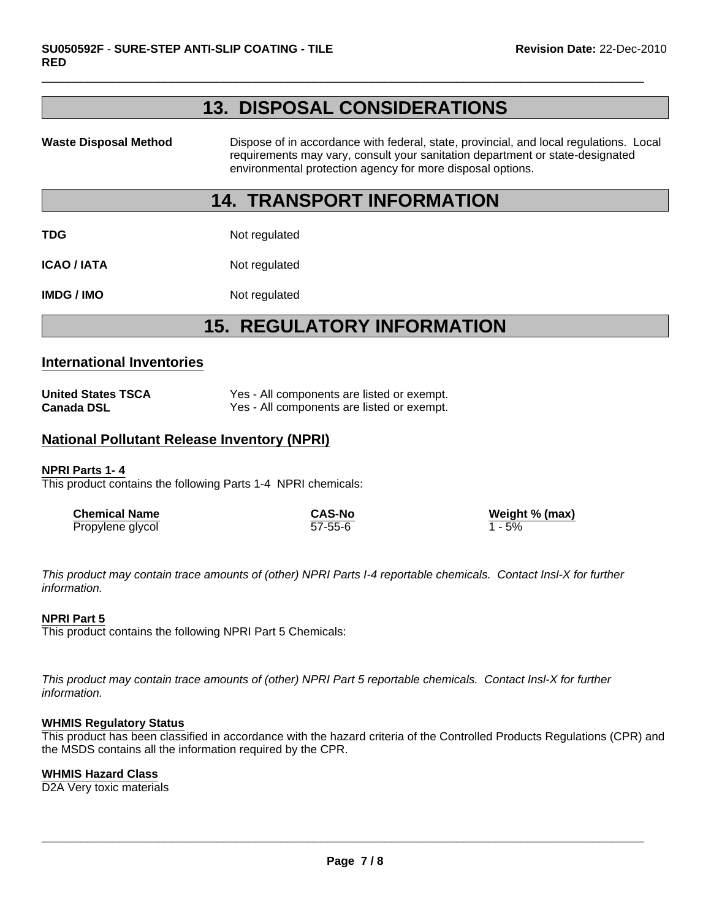# 13. DISPOSAL CONSIDERATIONS

**Waste Disposal Method** Dispose of in accordance with federal, state, provincial, and local regulations. Local requirements may vary, consult your sanitation department or state-designated environmental protection agency for more disposal options.

# 14. TRANSPORT INFORMATION

**TDG** Not regulated

**ICAO / IATA** Not regulated

**IMDG / IMO** Not regulated

# 15. REGULATORY INFORMATION

## International Inventories

**United States TSCA** Yes - All components are listed or exempt.
**Canada DSL** Yes - All components are listed or exempt.

## National Pollutant Release Inventory (NPRI)

### NPRI Parts 1- 4

This product contains the following Parts 1-4 NPRI chemicals:

| Chemical Name | CAS-No | Weight % (max) |
|---|---|---|
| Propylene glycol | 57-55-6 | 1 - 5% |

*This product may contain trace amounts of (other) NPRI Parts I-4 reportable chemicals. Contact Insl-X for further information.*

### NPRI Part 5

This product contains the following NPRI Part 5 Chemicals:

*This product may contain trace amounts of (other) NPRI Part 5 reportable chemicals. Contact Insl-X for further information.*

### WHMIS Regulatory Status

This product has been classified in accordance with the hazard criteria of the Controlled Products Regulations (CPR) and the MSDS contains all the information required by the CPR.

### WHMIS Hazard Class

D2A Very toxic materials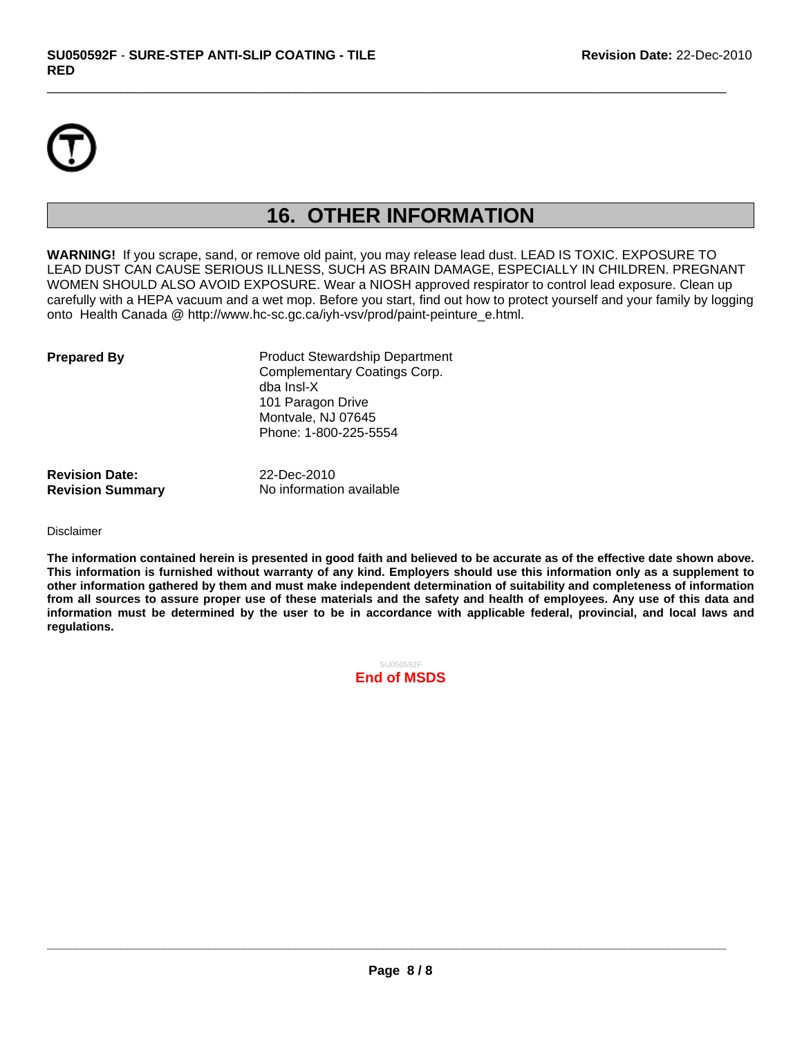## 16. OTHER INFORMATION

**WARNING!** If you scrape, sand, or remove old paint, you may release lead dust. LEAD IS TOXIC. EXPOSURE TO LEAD DUST CAN CAUSE SERIOUS ILLNESS, SUCH AS BRAIN DAMAGE, ESPECIALLY IN CHILDREN. PREGNANT WOMEN SHOULD ALSO AVOID EXPOSURE. Wear a NIOSH approved respirator to control lead exposure. Clean up carefully with a HEPA vacuum and a wet mop. Before you start, find out how to protect yourself and your family by logging onto Health Canada @ http://www.hc-sc.gc.ca/iyh-vsv/prod/paint-peinture_e.html.

| | |
|---|---|
| **Prepared By** | Product Stewardship Department<br>Complementary Coatings Corp.<br>dba Insl-X<br>101 Paragon Drive<br>Montvale, NJ 07645<br>Phone: 1-800-225-5554 |
| **Revision Date:** | 22-Dec-2010 |
| **Revision Summary** | No information available |

Disclaimer

**The information contained herein is presented in good faith and believed to be accurate as of the effective date shown above. This information is furnished without warranty of any kind. Employers should use this information only as a supplement to other information gathered by them and must make independent determination of suitability and completeness of information from all sources to assure proper use of these materials and the safety and health of employees. Any use of this data and information must be determined by the user to be in accordance with applicable federal, provincial, and local laws and regulations.**

SU050592F

**End of MSDS**